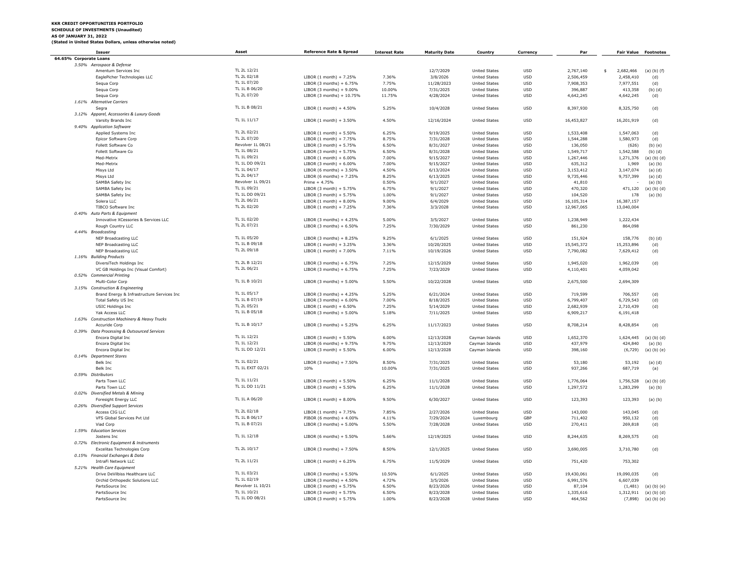**KKR CREDIT OPPORTUNITIES PORTFOLIO**
**SCHEDULE OF INVESTMENTS (Unaudited)**
**AS OF JANUARY 31, 2022**
**(Stated in United States Dollars, unless otherwise noted)**

| Issuer | Asset | Reference Rate & Spread | Interest Rate | Maturity Date | Country | Currency | Par | Fair Value | Footnotes |
|---|---|---|---|---|---|---|---|---|---|
| **64.65% Corporate Loans** | | | | | | | | | |
| *3.50% Aerospace & Defense* | | | | | | | | | |
| Amentum Services Inc | TL 2L 12/21 | | | 12/7/2029 | United States | USD | 2,767,140 | $ 2,682,466 | (a) (b) (f) |
| EaglePicher Technologies LLC | TL 2L 02/18 | LIBOR (1 month) + 7.25% | 7.36% | 3/8/2026 | United States | USD | 2,506,459 | 2,458,410 | (d) |
| Sequa Corp | TL 1L 07/20 | LIBOR (3 months) + 6.75% | 7.75% | 11/28/2023 | United States | USD | 7,908,353 | 7,977,551 | (d) |
| Sequa Corp | TL 1L B 06/20 | LIBOR (3 months) + 9.00% | 10.00% | 7/31/2025 | United States | USD | 396,887 | 413,358 | (b) (d) |
| Sequa Corp | TL 2L 07/20 | LIBOR (3 months) + 10.75% | 11.75% | 4/28/2024 | United States | USD | 4,642,245 | 4,642,245 | (d) |
| *1.61% Alternative Carriers* | | | | | | | | | |
| Segra | TL 1L B 08/21 | LIBOR (1 month) + 4.50% | 5.25% | 10/4/2028 | United States | USD | 8,397,930 | 8,325,750 | (d) |
| *3.12% Apparel, Accessories & Luxury Goods* | | | | | | | | | |
| Varsity Brands Inc | TL 1L 11/17 | LIBOR (1 month) + 3.50% | 4.50% | 12/16/2024 | United States | USD | 16,453,827 | 16,201,919 | (d) |
| *9.40% Application Software* | | | | | | | | | |
| Applied Systems Inc | TL 2L 02/21 | LIBOR (1 month) + 5.50% | 6.25% | 9/19/2025 | United States | USD | 1,533,408 | 1,547,063 | (d) |
| Epicor Software Corp | TL 2L 07/20 | LIBOR (1 month) + 7.75% | 8.75% | 7/31/2028 | United States | USD | 1,544,288 | 1,580,973 | (d) |
| Follett Software Co | Revolver 1L 08/21 | LIBOR (3 months) + 5.75% | 6.50% | 8/31/2027 | United States | USD | 136,050 | (626) | (b) (e) |
| Follett Software Co | TL 1L 08/21 | LIBOR (3 months) + 5.75% | 6.50% | 8/31/2028 | United States | USD | 1,549,717 | 1,542,588 | (b) (d) |
| Med-Metrix | TL 1L 09/21 | LIBOR (1 month) + 6.00% | 7.00% | 9/15/2027 | United States | USD | 1,267,446 | 1,271,376 | (a) (b) (d) |
| Med-Metrix | TL 1L DD 09/21 | LIBOR (3 months) + 6.00% | 7.00% | 9/15/2027 | United States | USD | 635,312 | 1,969 | (a) (b) |
| Misys Ltd | TL 1L 04/17 | LIBOR (6 months) + 3.50% | 4.50% | 6/13/2024 | United States | USD | 3,153,412 | 3,147,074 | (a) (d) |
| Misys Ltd | TL 2L 04/17 | LIBOR (6 months) + 7.25% | 8.25% | 6/13/2025 | United States | USD | 9,735,446 | 9,757,399 | (a) (d) |
| SAMBA Safety Inc | Revolver 1L 09/21 | Prime + 4.75% | 0.50% | 9/1/2027 | United States | USD | 41,810 | - | (a) (b) |
| SAMBA Safety Inc | TL 1L 09/21 | LIBOR (3 months) + 5.75% | 6.75% | 9/1/2027 | United States | USD | 470,320 | 471,120 | (a) (b) (d) |
| SAMBA Safety Inc | TL 1L DD 09/21 | LIBOR (3 months) + 5.75% | 1.00% | 9/1/2027 | United States | USD | 104,520 | 178 | (a) (b) |
| Solera LLC | TL 2L 06/21 | LIBOR (1 month) + 8.00% | 9.00% | 6/4/2029 | United States | USD | 16,105,314 | 16,387,157 | |
| TIBCO Software Inc | TL 2L 02/20 | LIBOR (1 month) + 7.25% | 7.36% | 3/3/2028 | United States | USD | 12,967,065 | 13,040,004 | |
| *0.40% Auto Parts & Equipment* | | | | | | | | | |
| Innovative XCessories & Services LLC | TL 1L 02/20 | LIBOR (3 months) + 4.25% | 5.00% | 3/5/2027 | United States | USD | 1,238,949 | 1,222,434 | |
| Rough Country LLC | TL 2L 07/21 | LIBOR (3 months) + 6.50% | 7.25% | 7/30/2029 | United States | USD | 861,230 | 864,098 | |
| *4.44% Broadcasting* | | | | | | | | | |
| NEP Broadcasting LLC | TL 1L 05/20 | LIBOR (3 months) + 8.25% | 9.25% | 6/1/2025 | United States | USD | 151,924 | 158,776 | (b) (d) |
| NEP Broadcasting LLC | TL 1L B 09/18 | LIBOR (1 month) + 3.25% | 3.36% | 10/20/2025 | United States | USD | 15,545,372 | 15,253,896 | (d) |
| NEP Broadcasting LLC | TL 2L 09/18 | LIBOR (1 month) + 7.00% | 7.11% | 10/19/2026 | United States | USD | 7,790,082 | 7,629,412 | (d) |
| *1.16% Building Products* | | | | | | | | | |
| DiversiTech Holdings Inc | TL 2L B 12/21 | LIBOR (3 months) + 6.75% | 7.25% | 12/15/2029 | United States | USD | 1,945,020 | 1,962,039 | (d) |
| VC GB Holdings Inc (Visual Comfort) | TL 2L 06/21 | LIBOR (3 months) + 6.75% | 7.25% | 7/23/2029 | United States | USD | 4,110,401 | 4,059,042 | |
| *0.52% Commercial Printing* | | | | | | | | | |
| Multi-Color Corp | TL 1L B 10/21 | LIBOR (3 months) + 5.00% | 5.50% | 10/22/2028 | United States | USD | 2,675,500 | 2,694,309 | |
| *3.15% Construction & Engineering* | | | | | | | | | |
| Brand Energy & Infrastructure Services Inc | TL 1L 05/17 | LIBOR (3 months) + 4.25% | 5.25% | 6/21/2024 | United States | USD | 719,599 | 706,557 | (d) |
| Total Safety US Inc | TL 1L B 07/19 | LIBOR (3 months) + 6.00% | 7.00% | 8/18/2025 | United States | USD | 6,799,407 | 6,729,543 | (d) |
| USIC Holdings Inc | TL 2L 05/21 | LIBOR (1 month) + 6.50% | 7.25% | 5/14/2029 | United States | USD | 2,682,939 | 2,710,439 | (d) |
| Yak Access LLC | TL 1L B 05/18 | LIBOR (3 months) + 5.00% | 5.18% | 7/11/2025 | United States | USD | 6,909,217 | 6,191,418 | |
| *1.63% Construction Machinery & Heavy Trucks* | | | | | | | | | |
| Accuride Corp | TL 1L B 10/17 | LIBOR (3 months) + 5.25% | 6.25% | 11/17/2023 | United States | USD | 8,708,214 | 8,428,854 | (d) |
| *0.39% Data Processing & Outsourced Services* | | | | | | | | | |
| Encora Digital Inc | TL 1L 12/21 | LIBOR (3 months) + 5.50% | 6.00% | 12/13/2028 | Cayman Islands | USD | 1,652,370 | 1,624,445 | (a) (b) (d) |
| Encora Digital Inc | TL 1L 12/21 | LIBOR (6 months) + 9.75% | 9.75% | 12/13/2029 | Cayman Islands | USD | 437,979 | 424,840 | (a) (b) |
| Encora Digital Inc | TL 1L DD 12/21 | LIBOR (3 months) + 5.50% | 6.00% | 12/13/2028 | Cayman Islands | USD | 398,160 | (6,729) | (a) (b) (e) |
| *0.14% Department Stores* | | | | | | | | | |
| Belk Inc | TL 1L 02/21 | LIBOR (3 months) + 7.50% | 8.50% | 7/31/2025 | United States | USD | 53,180 | 53,192 | (a) (d) |
| Belk Inc | TL 1L EXIT 02/21 | 10% | 10.00% | 7/31/2025 | United States | USD | 937,266 | 687,719 | (a) |
| *0.59% Distributors* | | | | | | | | | |
| Parts Town LLC | TL 1L 11/21 | LIBOR (3 months) + 5.50% | 6.25% | 11/1/2028 | United States | USD | 1,776,064 | 1,756,528 | (a) (b) (d) |
| Parts Town LLC | TL 1L DD 11/21 | LIBOR (3 months) + 5.50% | 6.25% | 11/1/2028 | United States | USD | 1,297,572 | 1,283,299 | (a) (b) |
| *0.02% Diversified Metals & Mining* | | | | | | | | | |
| Foresight Energy LLC | TL 1L A 06/20 | LIBOR (1 month) + 8.00% | 9.50% | 6/30/2027 | United States | USD | 123,393 | 123,393 | (a) (b) |
| *0.26% Diversified Support Services* | | | | | | | | | |
| Access CIG LLC | TL 2L 02/18 | LIBOR (1 month) + 7.75% | 7.85% | 2/27/2026 | United States | USD | 143,000 | 143,045 | (d) |
| VFS Global Services Pvt Ltd | TL 1L B 06/17 | PIBOR (6 months) + 4.00% | 4.11% | 7/29/2024 | Luxembourg | GBP | 711,402 | 950,132 | (d) |
| Viad Corp | TL 1L B 07/21 | LIBOR (3 months) + 5.00% | 5.50% | 7/28/2028 | United States | USD | 270,411 | 269,818 | (d) |
| *1.59% Education Services* | | | | | | | | | |
| Jostens Inc | TL 1L 12/18 | LIBOR (6 months) + 5.50% | 5.66% | 12/19/2025 | United States | USD | 8,244,635 | 8,269,575 | (d) |
| *0.72% Electronic Equipment & Instruments* | | | | | | | | | |
| Excelitas Technologies Corp | TL 2L 10/17 | LIBOR (3 months) + 7.50% | 8.50% | 12/1/2025 | United States | USD | 3,690,005 | 3,710,780 | (d) |
| *0.15% Financial Exchanges & Data* | | | | | | | | | |
| IntraFi Network LLC | TL 2L 11/21 | LIBOR (1 month) + 6.25% | 6.75% | 11/5/2029 | United States | USD | 751,420 | 753,302 | |
| *5.21% Health Care Equipment* | | | | | | | | | |
| Drive DeVilbiss Healthcare LLC | TL 1L 03/21 | LIBOR (3 months) + 5.50% | 10.50% | 6/1/2025 | United States | USD | 19,430,061 | 19,090,035 | (d) |
| Orchid Orthopedic Solutions LLC | TL 1L 02/19 | LIBOR (3 months) + 4.50% | 4.72% | 3/5/2026 | United States | USD | 6,991,576 | 6,607,039 | |
| PartsSource Inc | Revolver 1L 10/21 | LIBOR (3 months) + 5.75% | 6.50% | 8/23/2026 | United States | USD | 87,104 | (1,481) | (a) (b) (e) |
| PartsSource Inc | TL 1L 10/21 | LIBOR (3 months) + 5.75% | 6.50% | 8/23/2028 | United States | USD | 1,335,616 | 1,312,911 | (a) (b) (d) |
| PartsSource Inc | TL 1L DD 08/21 | LIBOR (3 months) + 5.75% | 1.00% | 8/23/2028 | United States | USD | 464,562 | (7,898) | (a) (b) (e) |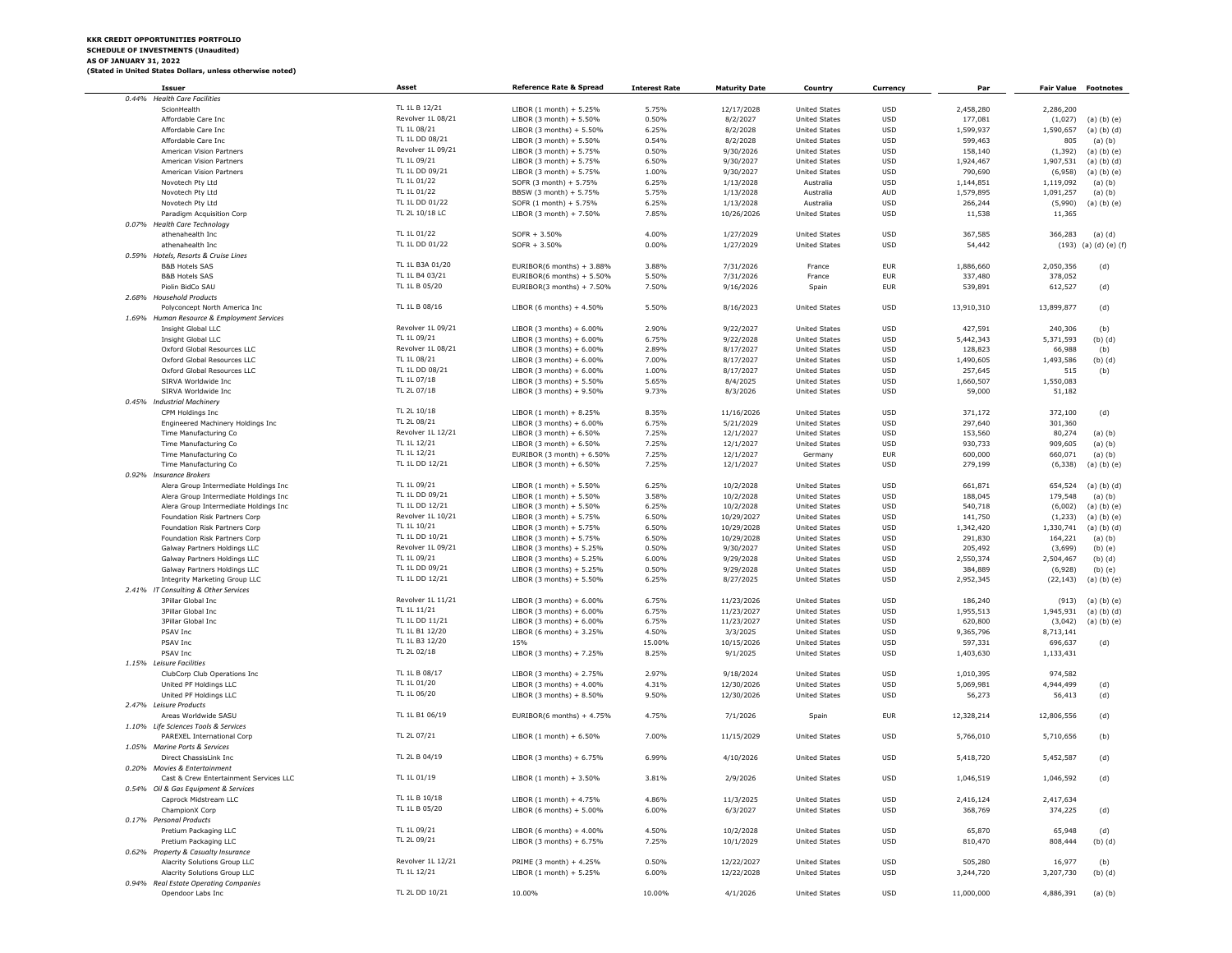**KKR CREDIT OPPORTUNITIES PORTFOLIO**
**SCHEDULE OF INVESTMENTS (Unaudited)**
**AS OF JANUARY 31, 2022**
**(Stated in United States Dollars, unless otherwise noted)**

| | Issuer | Asset | Reference Rate & Spread | Interest Rate | Maturity Date | Country | Currency | Par | Fair Value | Footnotes |
|---|---|---|---|---|---|---|---|---|---|---|
| 0.44% | *Health Care Facilities* | | | | | | | | | |
| | ScionHealth | TL 1L B 12/21 | LIBOR (1 month) + 5.25% | 5.75% | 12/17/2028 | United States | USD | 2,458,280 | 2,286,200 | |
| | Affordable Care Inc | Revolver 1L 08/21 | LIBOR (3 month) + 5.50% | 0.50% | 8/2/2027 | United States | USD | 177,081 | (1,027) | (a) (b) (e) |
| | Affordable Care Inc | TL 1L 08/21 | LIBOR (3 month) + 5.50% | 6.25% | 8/2/2028 | United States | USD | 1,599,937 | 1,590,657 | (a) (b) (d) |
| | Affordable Care Inc | TL 1L DD 08/21 | LIBOR (3 month) + 5.50% | 0.54% | 8/2/2028 | United States | USD | 599,463 | 805 | (a) (b) |
| | American Vision Partners | Revolver 1L 09/21 | LIBOR (3 month) + 5.75% | 0.50% | 9/30/2026 | United States | USD | 158,140 | (1,392) | (a) (b) (e) |
| | American Vision Partners | TL 1L 09/21 | LIBOR (3 month) + 5.75% | 6.50% | 9/30/2027 | United States | USD | 1,924,467 | 1,907,531 | (a) (b) (d) |
| | American Vision Partners | TL 1L DD 09/21 | LIBOR (3 month) + 5.75% | 1.00% | 9/30/2027 | United States | USD | 790,690 | (6,958) | (a) (b) (e) |
| | Novotech Pty Ltd | TL 1L 01/22 | SOFR (3 month) + 5.75% | 6.25% | 1/13/2028 | Australia | USD | 1,144,851 | 1,119,092 | (a) (b) |
| | Novotech Pty Ltd | TL 1L 01/22 | BBSW (3 month) + 5.75% | 5.75% | 1/13/2028 | Australia | AUD | 1,579,895 | 1,091,257 | (a) (b) |
| | Novotech Pty Ltd | TL 1L DD 01/22 | SOFR (1 month) + 5.75% | 6.25% | 1/13/2028 | Australia | USD | 266,244 | (5,990) | (a) (b) (e) |
| | Paradigm Acquisition Corp | TL 2L 10/18 LC | LIBOR (3 month) + 7.50% | 7.85% | 10/26/2026 | United States | USD | 11,538 | 11,365 | |
| 0.07% | *Health Care Technology* | | | | | | | | | |
| | athenahealth Inc | TL 1L 01/22 | SOFR + 3.50% | 4.00% | 1/27/2029 | United States | USD | 367,585 | 366,283 | (a) (d) |
| | athenahealth Inc | TL 1L DD 01/22 | SOFR + 3.50% | 0.00% | 1/27/2029 | United States | USD | 54,442 | (193) | (a) (d) (e) (f) |
| 0.59% | *Hotels, Resorts & Cruise Lines* | | | | | | | | | |
| | B&B Hotels SAS | TL 1L B3A 01/20 | EURIBOR(6 months) + 3.88% | 3.88% | 7/31/2026 | France | EUR | 1,886,660 | 2,050,356 | (d) |
| | B&B Hotels SAS | TL 1L B4 03/21 | EURIBOR(6 months) + 5.50% | 5.50% | 7/31/2026 | France | EUR | 337,480 | 378,052 | |
| | Piolin BidCo SAU | TL 1L B 05/20 | EURIBOR(3 months) + 7.50% | 7.50% | 9/16/2026 | Spain | EUR | 539,891 | 612,527 | (d) |
| 2.68% | *Household Products* | | | | | | | | | |
| | Polyconcept North America Inc | TL 1L B 08/16 | LIBOR (6 months) + 4.50% | 5.50% | 8/16/2023 | United States | USD | 13,910,310 | 13,899,877 | (d) |
| 1.69% | *Human Resource & Employment Services* | | | | | | | | | |
| | Insight Global LLC | Revolver 1L 09/21 | LIBOR (3 months) + 6.00% | 2.90% | 9/22/2027 | United States | USD | 427,591 | 240,306 | (b) |
| | Insight Global LLC | TL 1L 09/21 | LIBOR (3 months) + 6.00% | 6.75% | 9/22/2028 | United States | USD | 5,442,343 | 5,371,593 | (b) (d) |
| | Oxford Global Resources LLC | Revolver 1L 08/21 | LIBOR (3 months) + 6.00% | 2.89% | 8/17/2027 | United States | USD | 128,823 | 66,988 | (b) |
| | Oxford Global Resources LLC | TL 1L 08/21 | LIBOR (3 months) + 6.00% | 7.00% | 8/17/2027 | United States | USD | 1,490,605 | 1,493,586 | (b) (d) |
| | Oxford Global Resources LLC | TL 1L DD 08/21 | LIBOR (3 months) + 6.00% | 1.00% | 8/17/2027 | United States | USD | 257,645 | 515 | (b) |
| | SIRVA Worldwide Inc | TL 1L 07/18 | LIBOR (3 months) + 5.50% | 5.65% | 8/4/2025 | United States | USD | 1,660,507 | 1,550,083 | |
| | SIRVA Worldwide Inc | TL 2L 07/18 | LIBOR (3 months) + 9.50% | 9.73% | 8/3/2026 | United States | USD | 59,000 | 51,182 | |
| 0.45% | *Industrial Machinery* | | | | | | | | | |
| | CPM Holdings Inc | TL 2L 10/18 | LIBOR (1 month) + 8.25% | 8.35% | 11/16/2026 | United States | USD | 371,172 | 372,100 | (d) |
| | Engineered Machinery Holdings Inc | TL 2L 08/21 | LIBOR (3 months) + 6.00% | 6.75% | 5/21/2029 | United States | USD | 297,640 | 301,360 | |
| | Time Manufacturing Co | Revolver 1L 12/21 | LIBOR (3 month) + 6.50% | 7.25% | 12/1/2027 | United States | USD | 153,560 | 80,274 | (a) (b) |
| | Time Manufacturing Co | TL 1L 12/21 | LIBOR (3 month) + 6.50% | 7.25% | 12/1/2027 | United States | USD | 930,733 | 909,605 | (a) (b) |
| | Time Manufacturing Co | TL 1L 12/21 | EURIBOR (3 month) + 6.50% | 7.25% | 12/1/2027 | Germany | EUR | 600,000 | 660,071 | (a) (b) |
| | Time Manufacturing Co | TL 1L DD 12/21 | LIBOR (3 month) + 6.50% | 7.25% | 12/1/2027 | United States | USD | 279,199 | (6,338) | (a) (b) (e) |
| 0.92% | *Insurance Brokers* | | | | | | | | | |
| | Alera Group Intermediate Holdings Inc | TL 1L 09/21 | LIBOR (1 month) + 5.50% | 6.25% | 10/2/2028 | United States | USD | 661,871 | 654,524 | (a) (b) (d) |
| | Alera Group Intermediate Holdings Inc | TL 1L DD 09/21 | LIBOR (1 month) + 5.50% | 3.58% | 10/2/2028 | United States | USD | 188,045 | 179,548 | (a) (b) |
| | Alera Group Intermediate Holdings Inc | TL 1L DD 12/21 | LIBOR (3 month) + 5.50% | 6.25% | 10/2/2028 | United States | USD | 540,718 | (6,002) | (a) (b) (e) |
| | Foundation Risk Partners Corp | Revolver 1L 10/21 | LIBOR (3 month) + 5.75% | 6.50% | 10/29/2027 | United States | USD | 141,750 | (1,233) | (a) (b) (e) |
| | Foundation Risk Partners Corp | TL 1L 10/21 | LIBOR (3 month) + 5.75% | 6.50% | 10/29/2028 | United States | USD | 1,342,420 | 1,330,741 | (a) (b) (d) |
| | Foundation Risk Partners Corp | TL 1L DD 10/21 | LIBOR (3 month) + 5.75% | 6.50% | 10/29/2028 | United States | USD | 291,830 | 164,221 | (a) (b) |
| | Galway Partners Holdings LLC | Revolver 1L 09/21 | LIBOR (3 months) + 5.25% | 0.50% | 9/30/2027 | United States | USD | 205,492 | (3,699) | (b) (e) |
| | Galway Partners Holdings LLC | TL 1L 09/21 | LIBOR (3 months) + 5.25% | 6.00% | 9/29/2028 | United States | USD | 2,550,374 | 2,504,467 | (b) (d) |
| | Galway Partners Holdings LLC | TL 1L DD 09/21 | LIBOR (3 months) + 5.25% | 0.50% | 9/29/2028 | United States | USD | 384,889 | (6,928) | (b) (e) |
| | Integrity Marketing Group LLC | TL 1L DD 12/21 | LIBOR (3 months) + 5.50% | 6.25% | 8/27/2025 | United States | USD | 2,952,345 | (22,143) | (a) (b) (e) |
| 2.41% | *IT Consulting & Other Services* | | | | | | | | | |
| | 3Pillar Global Inc | Revolver 1L 11/21 | LIBOR (3 months) + 6.00% | 6.75% | 11/23/2026 | United States | USD | 186,240 | (913) | (a) (b) (e) |
| | 3Pillar Global Inc | TL 1L 11/21 | LIBOR (3 months) + 6.00% | 6.75% | 11/23/2027 | United States | USD | 1,955,513 | 1,945,931 | (a) (b) (d) |
| | 3Pillar Global Inc | TL 1L DD 11/21 | LIBOR (3 months) + 6.00% | 6.75% | 11/23/2027 | United States | USD | 620,800 | (3,042) | (a) (b) (e) |
| | PSAV Inc | TL 1L B1 12/20 | LIBOR (6 months) + 3.25% | 4.50% | 3/3/2025 | United States | USD | 9,365,796 | 8,713,141 | |
| | PSAV Inc | TL 1L B3 12/20 | 15% | 15.00% | 10/15/2026 | United States | USD | 597,331 | 696,637 | (d) |
| | PSAV Inc | TL 2L 02/18 | LIBOR (3 months) + 7.25% | 8.25% | 9/1/2025 | United States | USD | 1,403,630 | 1,133,431 | |
| 1.15% | *Leisure Facilities* | | | | | | | | | |
| | ClubCorp Club Operations Inc | TL 1L B 08/17 | LIBOR (3 months) + 2.75% | 2.97% | 9/18/2024 | United States | USD | 1,010,395 | 974,582 | |
| | United PF Holdings LLC | TL 1L 01/20 | LIBOR (3 months) + 4.00% | 4.31% | 12/30/2026 | United States | USD | 5,069,981 | 4,944,499 | (d) |
| | United PF Holdings LLC | TL 1L 06/20 | LIBOR (3 months) + 8.50% | 9.50% | 12/30/2026 | United States | USD | 56,273 | 56,413 | (d) |
| 2.47% | *Leisure Products* | | | | | | | | | |
| | Areas Worldwide SASU | TL 1L B1 06/19 | EURIBOR(6 months) + 4.75% | 4.75% | 7/1/2026 | Spain | EUR | 12,328,214 | 12,806,556 | (d) |
| 1.10% | *Life Sciences Tools & Services* | | | | | | | | | |
| | PAREXEL International Corp | TL 2L 07/21 | LIBOR (1 month) + 6.50% | 7.00% | 11/15/2029 | United States | USD | 5,766,010 | 5,710,656 | (b) |
| 1.05% | *Marine Ports & Services* | | | | | | | | | |
| | Direct ChassisLink Inc | TL 2L B 04/19 | LIBOR (3 months) + 6.75% | 6.99% | 4/10/2026 | United States | USD | 5,418,720 | 5,452,587 | (d) |
| 0.20% | *Movies & Entertainment* | | | | | | | | | |
| | Cast & Crew Entertainment Services LLC | TL 1L 01/19 | LIBOR (1 month) + 3.50% | 3.81% | 2/9/2026 | United States | USD | 1,046,519 | 1,046,592 | (d) |
| 0.54% | *Oil & Gas Equipment & Services* | | | | | | | | | |
| | Caprock Midstream LLC | TL 1L B 10/18 | LIBOR (1 month) + 4.75% | 4.86% | 11/3/2025 | United States | USD | 2,416,124 | 2,417,634 | |
| | ChampionX Corp | TL 1L B 05/20 | LIBOR (6 months) + 5.00% | 6.00% | 6/3/2027 | United States | USD | 368,769 | 374,225 | (d) |
| 0.17% | *Personal Products* | | | | | | | | | |
| | Pretium Packaging LLC | TL 1L 09/21 | LIBOR (6 months) + 4.00% | 4.50% | 10/2/2028 | United States | USD | 65,870 | 65,948 | (d) |
| | Pretium Packaging LLC | TL 2L 09/21 | LIBOR (3 months) + 6.75% | 7.25% | 10/1/2029 | United States | USD | 810,470 | 808,444 | (b) (d) |
| 0.62% | *Property & Casualty Insurance* | | | | | | | | | |
| | Alacrity Solutions Group LLC | Revolver 1L 12/21 | PRIME (3 month) + 4.25% | 0.50% | 12/22/2027 | United States | USD | 505,280 | 16,977 | (b) |
| | Alacrity Solutions Group LLC | TL 1L 12/21 | LIBOR (1 month) + 5.25% | 6.00% | 12/22/2028 | United States | USD | 3,244,720 | 3,207,730 | (b) (d) |
| 0.94% | *Real Estate Operating Companies* | | | | | | | | | |
| | Opendoor Labs Inc | TL 2L DD 10/21 | 10.00% | 10.00% | 4/1/2026 | United States | USD | 11,000,000 | 4,886,391 | (a) (b) |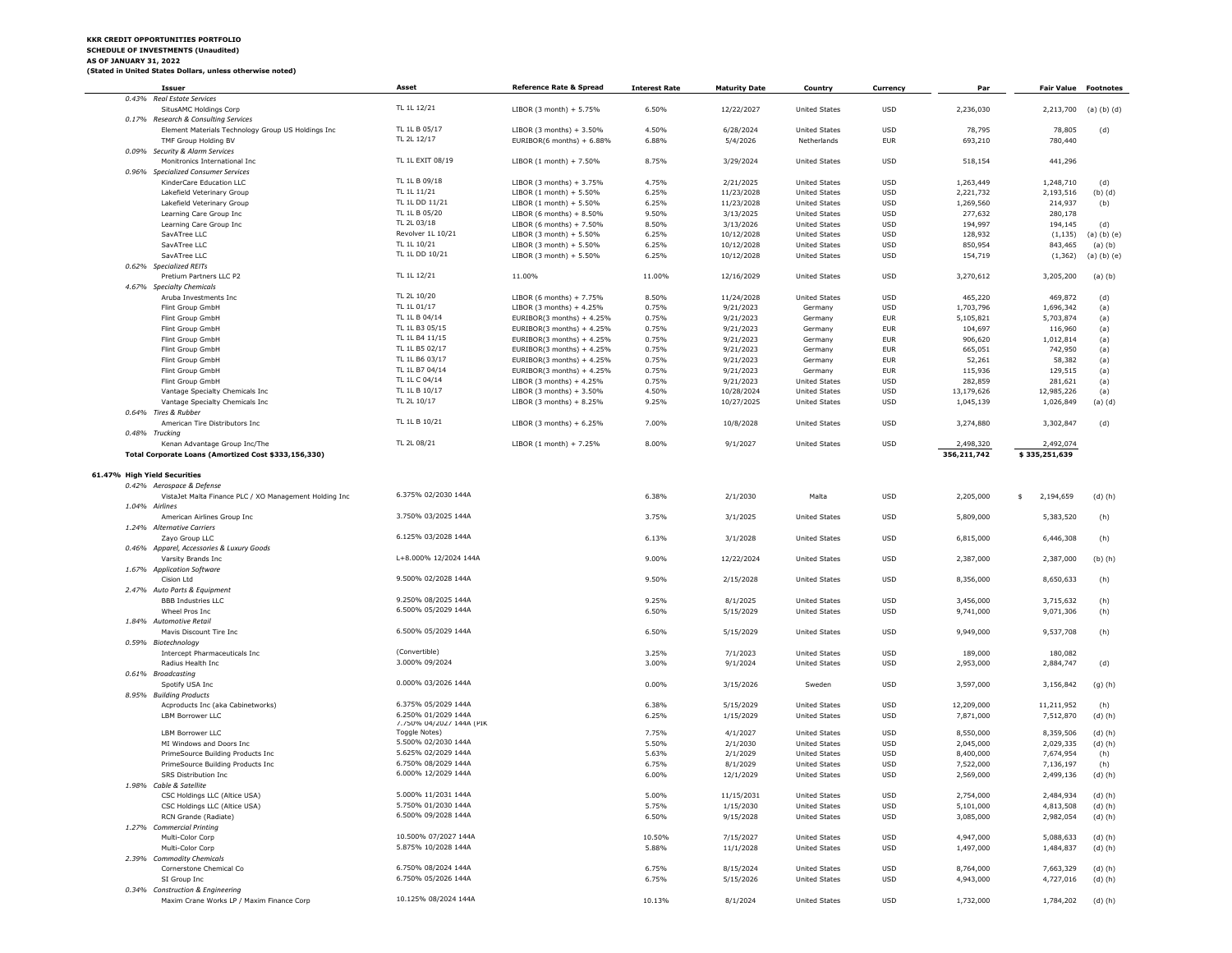**KKR CREDIT OPPORTUNITIES PORTFOLIO**
**SCHEDULE OF INVESTMENTS (Unaudited)**
**AS OF JANUARY 31, 2022**
**(Stated in United States Dollars, unless otherwise noted)**

| | Issuer | Asset | Reference Rate & Spread | Interest Rate | Maturity Date | Country | Currency | Par | Fair Value | Footnotes |
|---|---|---|---|---|---|---|---|---|---|---|
| 0.43% | *Real Estate Services* | | | | | | | | | |
| | SitusAMC Holdings Corp | TL 1L 12/21 | LIBOR (3 month) + 5.75% | 6.50% | 12/22/2027 | United States | USD | 2,236,030 | 2,213,700 | (a) (b) (d) |
| 0.17% | *Research & Consulting Services* | | | | | | | | | |
| | Element Materials Technology Group US Holdings Inc | TL 1L B 05/17 | LIBOR (3 months) + 3.50% | 4.50% | 6/28/2024 | United States | USD | 78,795 | 78,805 | (d) |
| | TMF Group Holding BV | TL 2L 12/17 | EURIBOR(6 months) + 6.88% | 6.88% | 5/4/2026 | Netherlands | EUR | 693,210 | 780,440 | |
| 0.09% | *Security & Alarm Services* | | | | | | | | | |
| | Monitronics International Inc | TL 1L EXIT 08/19 | LIBOR (1 month) + 7.50% | 8.75% | 3/29/2024 | United States | USD | 518,154 | 441,296 | |
| 0.96% | *Specialized Consumer Services* | | | | | | | | | |
| | KinderCare Education LLC | TL 1L B 09/18 | LIBOR (3 months) + 3.75% | 4.75% | 2/21/2025 | United States | USD | 1,263,449 | 1,248,710 | (d) |
| | Lakefield Veterinary Group | TL 1L 11/21 | LIBOR (1 month) + 5.50% | 6.25% | 11/23/2028 | United States | USD | 2,221,732 | 2,193,516 | (b) (d) |
| | Lakefield Veterinary Group | TL 1L DD 11/21 | LIBOR (1 month) + 5.50% | 6.25% | 11/23/2028 | United States | USD | 1,269,560 | 214,937 | (b) |
| | Learning Care Group Inc | TL 1L B 05/20 | LIBOR (6 months) + 8.50% | 9.50% | 3/13/2025 | United States | USD | 277,632 | 280,178 | |
| | Learning Care Group Inc | TL 2L 03/18 | LIBOR (6 months) + 7.50% | 8.50% | 3/13/2026 | United States | USD | 194,997 | 194,145 | (d) |
| | SavATree LLC | Revolver 1L 10/21 | LIBOR (3 month) + 5.50% | 6.25% | 10/12/2028 | United States | USD | 128,932 | (1,135) | (a) (b) (e) |
| | SavATree LLC | TL 1L 10/21 | LIBOR (3 month) + 5.50% | 6.25% | 10/12/2028 | United States | USD | 850,954 | 843,465 | (a) (b) |
| | SavATree LLC | TL 1L DD 10/21 | LIBOR (3 month) + 5.50% | 6.25% | 10/12/2028 | United States | USD | 154,719 | (1,362) | (a) (b) (e) |
| 0.62% | *Specialized REITs* | | | | | | | | | |
| | Pretium Partners LLC P2 | TL 1L 12/21 | 11.00% | 11.00% | 12/16/2029 | United States | USD | 3,270,612 | 3,205,200 | (a) (b) |
| 4.67% | *Specialty Chemicals* | | | | | | | | | |
| | Aruba Investments Inc | TL 2L 10/20 | LIBOR (6 months) + 7.75% | 8.50% | 11/24/2028 | United States | USD | 465,220 | 469,872 | (d) |
| | Flint Group GmbH | TL 1L 01/17 | LIBOR (3 months) + 4.25% | 0.75% | 9/21/2023 | Germany | USD | 1,703,796 | 1,696,342 | (a) |
| | Flint Group GmbH | TL 1L B 04/14 | EURIBOR(3 months) + 4.25% | 0.75% | 9/21/2023 | Germany | EUR | 5,105,821 | 5,703,874 | (a) |
| | Flint Group GmbH | TL 1L B3 05/15 | EURIBOR(3 months) + 4.25% | 0.75% | 9/21/2023 | Germany | EUR | 104,697 | 116,960 | (a) |
| | Flint Group GmbH | TL 1L B4 11/15 | EURIBOR(3 months) + 4.25% | 0.75% | 9/21/2023 | Germany | EUR | 906,620 | 1,012,814 | (a) |
| | Flint Group GmbH | TL 1L B5 02/17 | EURIBOR(3 months) + 4.25% | 0.75% | 9/21/2023 | Germany | EUR | 665,051 | 742,950 | (a) |
| | Flint Group GmbH | TL 1L B6 03/17 | EURIBOR(3 months) + 4.25% | 0.75% | 9/21/2023 | Germany | EUR | 52,261 | 58,382 | (a) |
| | Flint Group GmbH | TL 1L B7 04/14 | EURIBOR(3 months) + 4.25% | 0.75% | 9/21/2023 | Germany | EUR | 115,936 | 129,515 | (a) |
| | Flint Group GmbH | TL 1L C 04/14 | LIBOR (3 months) + 4.25% | 0.75% | 9/21/2023 | United States | USD | 282,859 | 281,621 | (a) |
| | Vantage Specialty Chemicals Inc | TL 1L B 10/17 | LIBOR (3 months) + 3.50% | 4.50% | 10/28/2024 | United States | USD | 13,179,626 | 12,985,226 | (a) |
| | Vantage Specialty Chemicals Inc | TL 2L 10/17 | LIBOR (3 months) + 8.25% | 9.25% | 10/27/2025 | United States | USD | 1,045,139 | 1,026,849 | (a) (d) |
| 0.64% | *Tires & Rubber* | | | | | | | | | |
| | American Tire Distributors Inc | TL 1L B 10/21 | LIBOR (3 months) + 6.25% | 7.00% | 10/8/2028 | United States | USD | 3,274,880 | 3,302,847 | (d) |
| 0.48% | *Trucking* | | | | | | | | | |
| | Kenan Advantage Group Inc/The | TL 2L 08/21 | LIBOR (1 month) + 7.25% | 8.00% | 9/1/2027 | United States | USD | 2,498,320 | 2,492,074 | |
| | **Total Corporate Loans (Amortized Cost $333,156,330)** | | | | | | | 356,211,742 | $ 335,251,639 | |
| **61.47%** | **High Yield Securities** | | | | | | | | | |
| 0.42% | *Aerospace & Defense* | | | | | | | | | |
| | VistaJet Malta Finance PLC / XO Management Holding Inc | 6.375% 02/2030 144A | | 6.38% | 2/1/2030 | Malta | USD | 2,205,000 | $ 2,194,659 | (d) (h) |
| 1.04% | *Airlines* | | | | | | | | | |
| | American Airlines Group Inc | 3.750% 03/2025 144A | | 3.75% | 3/1/2025 | United States | USD | 5,809,000 | 5,383,520 | (h) |
| 1.24% | *Alternative Carriers* | | | | | | | | | |
| | Zayo Group LLC | 6.125% 03/2028 144A | | 6.13% | 3/1/2028 | United States | USD | 6,815,000 | 6,446,308 | (h) |
| 0.46% | *Apparel, Accessories & Luxury Goods* | | | | | | | | | |
| | Varsity Brands Inc | L+8.000% 12/2024 144A | | 9.00% | 12/22/2024 | United States | USD | 2,387,000 | 2,387,000 | (b) (h) |
| 1.67% | *Application Software* | | | | | | | | | |
| | Cision Ltd | 9.500% 02/2028 144A | | 9.50% | 2/15/2028 | United States | USD | 8,356,000 | 8,650,633 | (h) |
| 2.47% | *Auto Parts & Equipment* | | | | | | | | | |
| | BBB Industries LLC | 9.250% 08/2025 144A | | 9.25% | 8/1/2025 | United States | USD | 3,456,000 | 3,715,632 | (h) |
| | Wheel Pros Inc | 6.500% 05/2029 144A | | 6.50% | 5/15/2029 | United States | USD | 9,741,000 | 9,071,306 | (h) |
| 1.84% | *Automotive Retail* | | | | | | | | | |
| | Mavis Discount Tire Inc | 6.500% 05/2029 144A | | 6.50% | 5/15/2029 | United States | USD | 9,949,000 | 9,537,708 | (h) |
| 0.59% | *Biotechnology* | | | | | | | | | |
| | Intercept Pharmaceuticals Inc | (Convertible) | | 3.25% | 7/1/2023 | United States | USD | 189,000 | 180,082 | |
| | Radius Health Inc | 3.000% 09/2024 | | 3.00% | 9/1/2024 | United States | USD | 2,953,000 | 2,884,747 | (d) |
| 0.61% | *Broadcasting* | | | | | | | | | |
| | Spotify USA Inc | 0.000% 03/2026 144A | | 0.00% | 3/15/2026 | Sweden | USD | 3,597,000 | 3,156,842 | (g) (h) |
| 8.95% | *Building Products* | | | | | | | | | |
| | Acproducts Inc (aka Cabinetworks) | 6.375% 05/2029 144A | | 6.38% | 5/15/2029 | United States | USD | 12,209,000 | 11,211,952 | (h) |
| | LBM Borrower LLC | 6.250% 01/2029 144A | | 6.25% | 1/15/2029 | United States | USD | 7,871,000 | 7,512,870 | (d) (h) |
| | LBM Borrower LLC | 7.750% 04/2027 144A (PIK Toggle Notes) | | 7.75% | 4/1/2027 | United States | USD | 8,550,000 | 8,359,506 | (d) (h) |
| | MI Windows and Doors Inc | 5.500% 02/2030 144A | | 5.50% | 2/1/2030 | United States | USD | 2,045,000 | 2,029,335 | (d) (h) |
| | PrimeSource Building Products Inc | 5.625% 02/2029 144A | | 5.63% | 2/1/2029 | United States | USD | 8,400,000 | 7,674,954 | (h) |
| | PrimeSource Building Products Inc | 6.750% 08/2029 144A | | 6.75% | 8/1/2029 | United States | USD | 7,522,000 | 7,136,197 | (h) |
| | SRS Distribution Inc | 6.000% 12/2029 144A | | 6.00% | 12/1/2029 | United States | USD | 2,569,000 | 2,499,136 | (d) (h) |
| 1.98% | *Cable & Satellite* | | | | | | | | | |
| | CSC Holdings LLC (Altice USA) | 5.000% 11/2031 144A | | 5.00% | 11/15/2031 | United States | USD | 2,754,000 | 2,484,934 | (d) (h) |
| | CSC Holdings LLC (Altice USA) | 5.750% 01/2030 144A | | 5.75% | 1/15/2030 | United States | USD | 5,101,000 | 4,813,508 | (d) (h) |
| | RCN Grande (Radiate) | 6.500% 09/2028 144A | | 6.50% | 9/15/2028 | United States | USD | 3,085,000 | 2,982,054 | (d) (h) |
| 1.27% | *Commercial Printing* | | | | | | | | | |
| | Multi-Color Corp | 10.500% 07/2027 144A | | 10.50% | 7/15/2027 | United States | USD | 4,947,000 | 5,088,633 | (d) (h) |
| | Multi-Color Corp | 5.875% 10/2028 144A | | 5.88% | 11/1/2028 | United States | USD | 1,497,000 | 1,484,837 | (d) (h) |
| 2.39% | *Commodity Chemicals* | | | | | | | | | |
| | Cornerstone Chemical Co | 6.750% 08/2024 144A | | 6.75% | 8/15/2024 | United States | USD | 8,764,000 | 7,663,329 | (d) (h) |
| | SI Group Inc | 6.750% 05/2026 144A | | 6.75% | 5/15/2026 | United States | USD | 4,943,000 | 4,727,016 | (d) (h) |
| 0.34% | *Construction & Engineering* | | | | | | | | | |
| | Maxim Crane Works LP / Maxim Finance Corp | 10.125% 08/2024 144A | | 10.13% | 8/1/2024 | United States | USD | 1,732,000 | 1,784,202 | (d) (h) |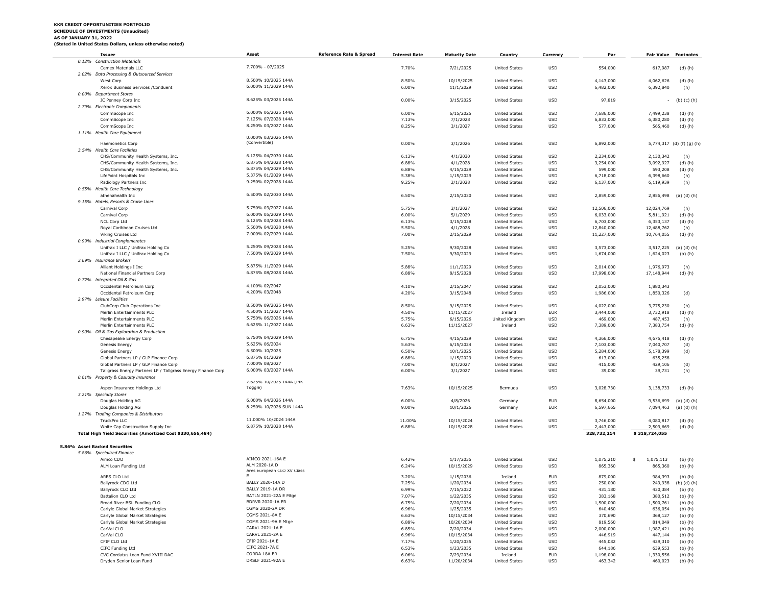**KKR CREDIT OPPORTUNITIES PORTFOLIO**
**SCHEDULE OF INVESTMENTS (Unaudited)**
**AS OF JANUARY 31, 2022**
**(Stated in United States Dollars, unless otherwise noted)**

| Issuer | Asset | Reference Rate & Spread | Interest Rate | Maturity Date | Country | Currency | Par | Fair Value | Footnotes |
|---|---|---|---|---|---|---|---|---|---|
| *0.12% Construction Materials* | | | | | | | | | |
| Cemex Materials LLC | 7.700% - 07/2025 | | 7.70% | 7/21/2025 | United States | USD | 554,000 | 617,987 | (d) (h) |
| *2.02% Data Processing & Outsourced Services* | | | | | | | | | |
| West Corp | 8.500% 10/2025 144A | | 8.50% | 10/15/2025 | United States | USD | 4,143,000 | 4,062,626 | (d) (h) |
| Xerox Business Services /Conduent | 6.000% 11/2029 144A | | 6.00% | 11/1/2029 | United States | USD | 6,482,000 | 6,392,840 | (h) |
| *0.00% Department Stores* | | | | | | | | | |
| JC Penney Corp Inc | 8.625% 03/2025 144A | | 0.00% | 3/15/2025 | United States | USD | 97,819 | - | (b) (c) (h) |
| *2.79% Electronic Components* | | | | | | | | | |
| CommScope Inc | 6.000% 06/2025 144A | | 6.00% | 6/15/2025 | United States | USD | 7,686,000 | 7,499,238 | (d) (h) |
| CommScope Inc | 7.125% 07/2028 144A | | 7.13% | 7/1/2028 | United States | USD | 6,833,000 | 6,380,280 | (d) (h) |
| CommScope Inc | 8.250% 03/2027 144A | | 8.25% | 3/1/2027 | United States | USD | 577,000 | 565,460 | (d) (h) |
| *1.11% Health Care Equipment* | | | | | | | | | |
| Haemonetics Corp | 0.000% 03/2026 144A (Convertible) | | 0.00% | 3/1/2026 | United States | USD | 6,892,000 | 5,774,317 | (d) (f) (g) (h) |
| *3.54% Health Care Facilities* | | | | | | | | | |
| CHS/Community Health Systems, Inc. | 6.125% 04/2030 144A | | 6.13% | 4/1/2030 | United States | USD | 2,234,000 | 2,130,342 | (h) |
| CHS/Community Health Systems, Inc. | 6.875% 04/2028 144A | | 6.88% | 4/1/2028 | United States | USD | 3,254,000 | 3,092,927 | (d) (h) |
| CHS/Community Health Systems, Inc. | 6.875% 04/2029 144A | | 6.88% | 4/15/2029 | United States | USD | 599,000 | 593,208 | (d) (h) |
| LifePoint Hospitals Inc | 5.375% 01/2029 144A | | 5.38% | 1/15/2029 | United States | USD | 6,718,000 | 6,398,660 | (h) |
| Radiology Partners Inc | 9.250% 02/2028 144A | | 9.25% | 2/1/2028 | United States | USD | 6,137,000 | 6,119,939 | (h) |
| *0.55% Health Care Technology* | | | | | | | | | |
| athenahealth Inc | 6.500% 02/2030 144A | | 6.50% | 2/15/2030 | United States | USD | 2,859,000 | 2,856,498 | (a) (d) (h) |
| *9.15% Hotels, Resorts & Cruise Lines* | | | | | | | | | |
| Carnival Corp | 5.750% 03/2027 144A | | 5.75% | 3/1/2027 | United States | USD | 12,506,000 | 12,024,769 | (h) |
| Carnival Corp | 6.000% 05/2029 144A | | 6.00% | 5/1/2029 | United States | USD | 6,033,000 | 5,811,921 | (d) (h) |
| NCL Corp Ltd | 6.125% 03/2028 144A | | 6.13% | 3/15/2028 | United States | USD | 6,703,000 | 6,353,137 | (d) (h) |
| Royal Caribbean Cruises Ltd | 5.500% 04/2028 144A | | 5.50% | 4/1/2028 | United States | USD | 12,840,000 | 12,488,762 | (h) |
| Viking Cruises Ltd | 7.000% 02/2029 144A | | 7.00% | 2/15/2029 | United States | USD | 11,227,000 | 10,764,055 | (d) (h) |
| *0.99% Industrial Conglomerates* | | | | | | | | | |
| Unifrax I LLC / Unifrax Holding Co | 5.250% 09/2028 144A | | 5.25% | 9/30/2028 | United States | USD | 3,573,000 | 3,517,225 | (a) (d) (h) |
| Unifrax I LLC / Unifrax Holding Co | 7.500% 09/2029 144A | | 7.50% | 9/30/2029 | United States | USD | 1,674,000 | 1,624,023 | (a) (h) |
| *3.69% Insurance Brokers* | | | | | | | | | |
| Alliant Holdings I Inc | 5.875% 11/2029 144A | | 5.88% | 11/1/2029 | United States | USD | 2,014,000 | 1,976,973 | (h) |
| National Financial Partners Corp | 6.875% 08/2028 144A | | 6.88% | 8/15/2028 | United States | USD | 17,998,000 | 17,148,944 | (d) (h) |
| *0.72% Integrated Oil & Gas* | | | | | | | | | |
| Occidental Petroleum Corp | 4.100% 02/2047 | | 4.10% | 2/15/2047 | United States | USD | 2,053,000 | 1,880,343 | |
| Occidental Petroleum Corp | 4.200% 03/2048 | | 4.20% | 3/15/2048 | United States | USD | 1,986,000 | 1,850,326 | (d) |
| *2.97% Leisure Facilities* | | | | | | | | | |
| ClubCorp Club Operations Inc | 8.500% 09/2025 144A | | 8.50% | 9/15/2025 | United States | USD | 4,022,000 | 3,775,230 | (h) |
| Merlin Entertainments PLC | 4.500% 11/2027 144A | | 4.50% | 11/15/2027 | Ireland | EUR | 3,444,000 | 3,732,918 | (d) (h) |
| Merlin Entertainments PLC | 5.750% 06/2026 144A | | 5.75% | 6/15/2026 | United Kingdom | USD | 469,000 | 487,453 | (h) |
| Merlin Entertainments PLC | 6.625% 11/2027 144A | | 6.63% | 11/15/2027 | Ireland | USD | 7,389,000 | 7,383,754 | (d) (h) |
| *0.90% Oil & Gas Exploration & Production* | | | | | | | | | |
| Chesapeake Energy Corp | 6.750% 04/2029 144A | | 6.75% | 4/15/2029 | United States | USD | 4,366,000 | 4,675,418 | (d) (h) |
| Genesis Energy | 5.625% 06/2024 | | 5.63% | 6/15/2024 | United States | USD | 7,103,000 | 7,040,707 | (d) |
| Genesis Energy | 6.500% 10/2025 | | 6.50% | 10/1/2025 | United States | USD | 5,284,000 | 5,178,399 | (d) |
| Global Partners LP / GLP Finance Corp | 6.875% 01/2029 | | 6.88% | 1/15/2029 | United States | USD | 613,000 | 635,258 | |
| Global Partners LP / GLP Finance Corp | 7.000% 08/2027 | | 7.00% | 8/1/2027 | United States | USD | 415,000 | 429,106 | (d) |
| Tallgrass Energy Partners LP / Tallgrass Energy Finance Corp | 6.000% 03/2027 144A | | 6.00% | 3/1/2027 | United States | USD | 39,000 | 39,731 | (h) |
| *0.61% Property & Casualty Insurance* | | | | | | | | | |
| Aspen Insurance Holdings Ltd | 7.625% 10/2025 144A (PIK Toggle) | | 7.63% | 10/15/2025 | Bermuda | USD | 3,028,730 | 3,138,733 | (d) (h) |
| *3.21% Specialty Stores* | | | | | | | | | |
| Douglas Holding AG | 6.000% 04/2026 144A | | 6.00% | 4/8/2026 | Germany | EUR | 8,654,000 | 9,536,699 | (a) (d) (h) |
| Douglas Holding AG | 8.250% 10/2026 SUN 144A | | 9.00% | 10/1/2026 | Germany | EUR | 6,597,665 | 7,094,463 | (a) (d) (h) |
| *1.27% Trading Companies & Distributors* | | | | | | | | | |
| TruckPro LLC | 11.000% 10/2024 144A | | 11.00% | 10/15/2024 | United States | USD | 3,746,000 | 4,080,817 | (d) (h) |
| White Cap Construction Supply Inc | 6.875% 10/2028 144A | | 6.88% | 10/15/2028 | United States | USD | 2,443,000 | 2,509,669 | (d) (h) |
| **Total High Yield Securities (Amortized Cost $330,656,484)** | | | | | | | **328,732,214** | **$ 318,724,055** | |
| | | | | | | | | | |
| **5.86% Asset Backed Securities** | | | | | | | | | |
| *5.86% Specialized Finance* | | | | | | | | | |
| Aimco CDO | AIMCO 2021-16A E | | 6.42% | 1/17/2035 | United States | USD | 1,075,210 | $ 1,075,113 | (b) (h) |
| ALM Loan Funding Ltd | ALM 2020-1A D | | 6.24% | 10/15/2029 | United States | USD | 865,360 | 865,360 | (b) (h) |
| ARES CLO Ltd | Ares European CLO XV Class E | | 3.20% | 1/15/2036 | Ireland | EUR | 879,000 | 984,393 | (b) (h) |
| Ballyrock CDO Ltd | BALLY 2020-14A D | | 7.25% | 1/20/2034 | United States | USD | 250,000 | 249,938 | (b) (d) (h) |
| Ballyrock CLO Ltd | BALLY 2019-1A DR | | 6.99% | 7/15/2032 | United States | USD | 431,180 | 430,384 | (b) (h) |
| Battalion CLO Ltd | BATLN 2021-22A E Mtge | | 7.07% | 1/22/2035 | United States | USD | 383,168 | 380,512 | (b) (h) |
| Broad River BSL Funding CLO | BDRVR 2020-1A ER | | 6.75% | 7/20/2034 | United States | USD | 1,500,000 | 1,500,761 | (b) (h) |
| Carlyle Global Market Strategies | CGMS 2020-2A DR | | 6.96% | 1/25/2035 | United States | USD | 640,460 | 636,054 | (b) (h) |
| Carlyle Global Market Strategies | CGMS 2021-8A E | | 6.63% | 10/15/2034 | United States | USD | 370,690 | 368,127 | (b) (h) |
| Carlyle Global Market Strategies | CGMS 2021-9A E Mtge | | 6.88% | 10/20/2034 | United States | USD | 819,560 | 814,049 | (b) (h) |
| CarVal CLO | CARVL 2021-1A E | | 6.85% | 7/20/2034 | United States | USD | 2,000,000 | 1,987,421 | (b) (h) |
| CarVal CLO | CARVL 2021-2A E | | 6.96% | 10/15/2034 | United States | USD | 446,919 | 447,144 | (b) (h) |
| CFIP CLO Ltd | CFIP 2021-1A E | | 7.17% | 1/20/2035 | United States | USD | 445,082 | 429,310 | (b) (h) |
| CIFC Funding Ltd | CIFC 2021-7A E | | 6.53% | 1/23/2035 | United States | USD | 644,186 | 639,553 | (b) (h) |
| CVC Cordatus Loan Fund XVIII DAC | CORDA 18A ER | | 6.06% | 7/29/2034 | Ireland | EUR | 1,198,000 | 1,330,556 | (b) (h) |
| Dryden Senior Loan Fund | DRSLF 2021-92A E | | 6.63% | 11/20/2034 | United States | USD | 463,342 | 460,023 | (b) (h) |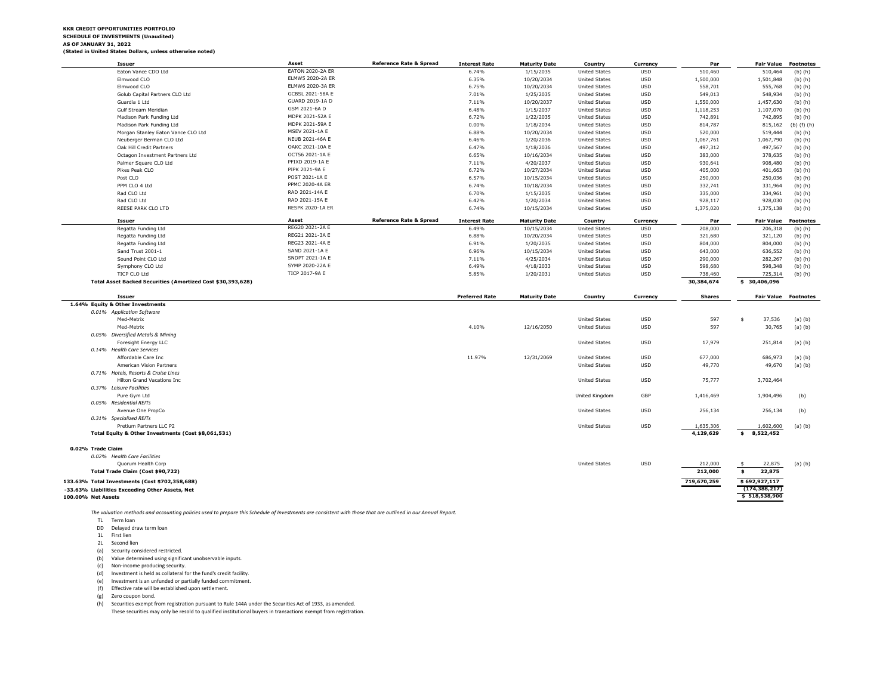**KKR CREDIT OPPORTUNITIES PORTFOLIO**
**SCHEDULE OF INVESTMENTS (Unaudited)**
**AS OF JANUARY 31, 2022**
**(Stated in United States Dollars, unless otherwise noted)**

| Issuer | Asset | Reference Rate & Spread | Interest Rate | Maturity Date | Country | Currency | Par | Fair Value | Footnotes |
|---|---|---|---|---|---|---|---|---|---|
| Eaton Vance CDO Ltd | EATON 2020-2A ER | | 6.74% | 1/15/2035 | United States | USD | 510,460 | 510,464 | (b) (h) |
| Elmwood CLO | ELMW5 2020-2A ER | | 6.35% | 10/20/2034 | United States | USD | 1,500,000 | 1,501,848 | (b) (h) |
| Elmwood CLO | ELMW6 2020-3A ER | | 6.75% | 10/20/2034 | United States | USD | 558,701 | 555,768 | (b) (h) |
| Golub Capital Partners CLO Ltd | GCBSL 2021-58A E | | 7.01% | 1/25/2035 | United States | USD | 549,013 | 548,934 | (b) (h) |
| Guardia 1 Ltd | GUARD 2019-1A D | | 7.11% | 10/20/2037 | United States | USD | 1,550,000 | 1,457,630 | (b) (h) |
| Gulf Stream Meridian | GSM 2021-6A D | | 6.48% | 1/15/2037 | United States | USD | 1,118,253 | 1,107,070 | (b) (h) |
| Madison Park Funding Ltd | MDPK 2021-52A E | | 6.72% | 1/22/2035 | United States | USD | 742,891 | 742,895 | (b) (h) |
| Madison Park Funding Ltd | MDPK 2021-59A E | | 0.00% | 1/18/2034 | United States | USD | 814,787 | 815,162 | (b) (f) (h) |
| Morgan Stanley Eaton Vance CLO Ltd | MSEV 2021-1A E | | 6.88% | 10/20/2034 | United States | USD | 520,000 | 519,444 | (b) (h) |
| Neuberger Berman CLO Ltd | NEUB 2021-46A E | | 6.46% | 1/20/2036 | United States | USD | 1,067,761 | 1,067,790 | (b) (h) |
| Oak Hill Credit Partners | OAKC 2021-10A E | | 6.47% | 1/18/2036 | United States | USD | 497,312 | 497,567 | (b) (h) |
| Octagon Investment Partners Ltd | OCT56 2021-1A E | | 6.65% | 10/16/2034 | United States | USD | 383,000 | 378,635 | (b) (h) |
| Palmer Square CLO Ltd | PFIXD 2019-1A E | | 7.11% | 4/20/2037 | United States | USD | 930,641 | 908,480 | (b) (h) |
| Pikes Peak CLO | PIPK 2021-9A E | | 6.72% | 10/27/2034 | United States | USD | 405,000 | 401,663 | (b) (h) |
| Post CLO | POST 2021-1A E | | 6.57% | 10/15/2034 | United States | USD | 250,000 | 250,036 | (b) (h) |
| PPM CLO 4 Ltd | PPMC 2020-4A ER | | 6.74% | 10/18/2034 | United States | USD | 332,741 | 331,964 | (b) (h) |
| Rad CLO Ltd | RAD 2021-14A E | | 6.70% | 1/15/2035 | United States | USD | 335,000 | 334,961 | (b) (h) |
| Rad CLO Ltd | RAD 2021-15A E | | 6.42% | 1/20/2034 | United States | USD | 928,117 | 928,030 | (b) (h) |
| REESE PARK CLO LTD | RESPK 2020-1A ER | | 6.74% | 10/15/2034 | United States | USD | 1,375,020 | 1,375,138 | (b) (h) |
| Regatta Funding Ltd | REG20 2021-2A E | | 6.49% | 10/15/2034 | United States | USD | 208,000 | 206,318 | (b) (h) |
| Regatta Funding Ltd | REG21 2021-3A E | | 6.88% | 10/20/2034 | United States | USD | 321,680 | 321,120 | (b) (h) |
| Regatta Funding Ltd | REG23 2021-4A E | | 6.91% | 1/20/2035 | United States | USD | 804,000 | 804,000 | (b) (h) |
| Sand Trust 2001-1 | SAND 2021-1A E | | 6.96% | 10/15/2034 | United States | USD | 643,000 | 636,552 | (b) (h) |
| Sound Point CLO Ltd | SNDPT 2021-1A E | | 7.11% | 4/25/2034 | United States | USD | 290,000 | 282,267 | (b) (h) |
| Symphony CLO Ltd | SYMP 2020-22A E | | 6.49% | 4/18/2033 | United States | USD | 598,680 | 598,348 | (b) (h) |
| TICP CLO Ltd | TICP 2017-9A E | | 5.85% | 1/20/2031 | United States | USD | 738,460 | 725,314 | (b) (h) |
| **Total Asset Backed Securities (Amortized Cost $30,393,628)** | | | | | | | **30,384,674** | **$ 30,406,096** | |

| Issuer | Preferred Rate | Maturity Date | Country | Currency | Shares | Fair Value | Footnotes |
|---|---|---|---|---|---|---|---|
| **1.64% Equity & Other Investments** | | | | | | | |
| *0.01% Application Software* | | | | | | | |
| Med-Metrix | | | United States | USD | 597 | $ 37,536 | (a) (b) |
| Med-Metrix | 4.10% | 12/16/2050 | United States | USD | 597 | 30,765 | (a) (b) |
| *0.05% Diversified Metals & Mining* | | | | | | | |
| Foresight Energy LLC | | | United States | USD | 17,979 | 251,814 | (a) (b) |
| *0.14% Health Care Services* | | | | | | | |
| Affordable Care Inc | 11.97% | 12/31/2069 | United States | USD | 677,000 | 686,973 | (a) (b) |
| American Vision Partners | | | United States | USD | 49,770 | 49,670 | (a) (b) |
| *0.71% Hotels, Resorts & Cruise Lines* | | | | | | | |
| Hilton Grand Vacations Inc | | | United States | USD | 75,777 | 3,702,464 | |
| *0.37% Leisure Facilities* | | | | | | | |
| Pure Gym Ltd | | | United Kingdom | GBP | 1,416,469 | 1,904,496 | (b) |
| *0.05% Residential REITs* | | | | | | | |
| Avenue One PropCo | | | United States | USD | 256,134 | 256,134 | (b) |
| *0.31% Specialized REITs* | | | | | | | |
| Pretium Partners LLC P2 | | | United States | USD | 1,635,306 | 1,602,600 | (a) (b) |
| **Total Equity & Other Investments (Cost $8,061,531)** | | | | | **4,129,629** | **$ 8,522,452** | |
| **0.02% Trade Claim** | | | | | | | |
| *0.02% Health Care Facilities* | | | | | | | |
| Quorum Health Corp | | | United States | USD | 212,000 | $ 22,875 | (a) (b) |
| **Total Trade Claim (Cost $90,722)** | | | | | **212,000** | **$ 22,875** | |
| **133.63% Total Investments (Cost $702,358,688)** | | | | | **719,670,259** | **$ 692,927,117** | |
| **-33.63% Liabilities Exceeding Other Assets, Net** | | | | | | **(174,388,217)** | |
| **100.00% Net Assets** | | | | | | **$ 518,538,900** | |

*The valuation methods and accounting policies used to prepare this Schedule of Investments are consistent with those that are outlined in our Annual Report.*

TL Term loan
DD Delayed draw term loan
1L First lien
2L Second lien
(a) Security considered restricted.
(b) Value determined using significant unobservable inputs.
(c) Non-income producing security.
(d) Investment is held as collateral for the fund's credit facility.
(e) Investment is an unfunded or partially funded commitment.
(f) Effective rate will be established upon settlement.
(g) Zero coupon bond.
(h) Securities exempt from registration pursuant to Rule 144A under the Securities Act of 1933, as amended. These securities may only be resold to qualified institutional buyers in transactions exempt from registration.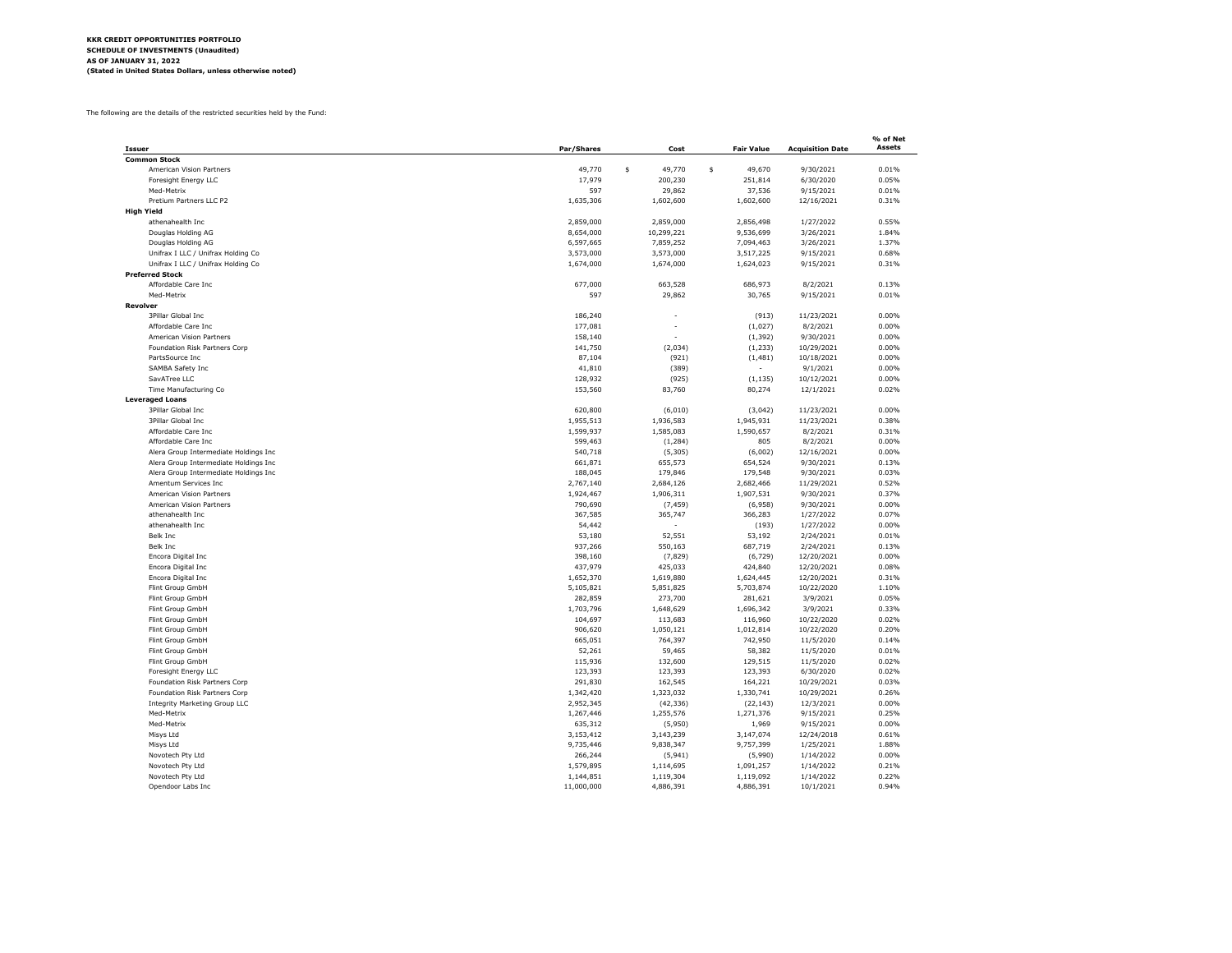**KKR CREDIT OPPORTUNITIES PORTFOLIO**
**SCHEDULE OF INVESTMENTS (Unaudited)**
**AS OF JANUARY 31, 2022**
**(Stated in United States Dollars, unless otherwise noted)**

The following are the details of the restricted securities held by the Fund:

| Issuer | Par/Shares | Cost | Fair Value | Acquisition Date | % of Net Assets |
|---|---|---|---|---|---|
| **Common Stock** | | | | | |
| American Vision Partners | 49,770 | $ 49,770 | $ 49,670 | 9/30/2021 | 0.01% |
| Foresight Energy LLC | 17,979 | 200,230 | 251,814 | 6/30/2020 | 0.05% |
| Med-Metrix | 597 | 29,862 | 37,536 | 9/15/2021 | 0.01% |
| Pretium Partners LLC P2 | 1,635,306 | 1,602,600 | 1,602,600 | 12/16/2021 | 0.31% |
| **High Yield** | | | | | |
| athenahealth Inc | 2,859,000 | 2,859,000 | 2,856,498 | 1/27/2022 | 0.55% |
| Douglas Holding AG | 8,654,000 | 10,299,221 | 9,536,699 | 3/26/2021 | 1.84% |
| Douglas Holding AG | 6,597,665 | 7,859,252 | 7,094,463 | 3/26/2021 | 1.37% |
| Unifrax I LLC / Unifrax Holding Co | 3,573,000 | 3,573,000 | 3,517,225 | 9/15/2021 | 0.68% |
| Unifrax I LLC / Unifrax Holding Co | 1,674,000 | 1,674,000 | 1,624,023 | 9/15/2021 | 0.31% |
| **Preferred Stock** | | | | | |
| Affordable Care Inc | 677,000 | 663,528 | 686,973 | 8/2/2021 | 0.13% |
| Med-Metrix | 597 | 29,862 | 30,765 | 9/15/2021 | 0.01% |
| **Revolver** | | | | | |
| 3Pillar Global Inc | 186,240 | - | (913) | 11/23/2021 | 0.00% |
| Affordable Care Inc | 177,081 | - | (1,027) | 8/2/2021 | 0.00% |
| American Vision Partners | 158,140 | - | (1,392) | 9/30/2021 | 0.00% |
| Foundation Risk Partners Corp | 141,750 | (2,034) | (1,233) | 10/29/2021 | 0.00% |
| PartsSource Inc | 87,104 | (921) | (1,481) | 10/18/2021 | 0.00% |
| SAMBA Safety Inc | 41,810 | (389) | - | 9/1/2021 | 0.00% |
| SavATree LLC | 128,932 | (925) | (1,135) | 10/12/2021 | 0.00% |
| Time Manufacturing Co | 153,560 | 83,760 | 80,274 | 12/1/2021 | 0.02% |
| **Leveraged Loans** | | | | | |
| 3Pillar Global Inc | 620,800 | (6,010) | (3,042) | 11/23/2021 | 0.00% |
| 3Pillar Global Inc | 1,955,513 | 1,936,583 | 1,945,931 | 11/23/2021 | 0.38% |
| Affordable Care Inc | 1,599,937 | 1,585,083 | 1,590,657 | 8/2/2021 | 0.31% |
| Affordable Care Inc | 599,463 | (1,284) | 805 | 8/2/2021 | 0.00% |
| Alera Group Intermediate Holdings Inc | 540,718 | (5,305) | (6,002) | 12/16/2021 | 0.00% |
| Alera Group Intermediate Holdings Inc | 661,871 | 655,573 | 654,524 | 9/30/2021 | 0.13% |
| Alera Group Intermediate Holdings Inc | 188,045 | 179,846 | 179,548 | 9/30/2021 | 0.03% |
| Amentum Services Inc | 2,767,140 | 2,684,126 | 2,682,466 | 11/29/2021 | 0.52% |
| American Vision Partners | 1,924,467 | 1,906,311 | 1,907,531 | 9/30/2021 | 0.37% |
| American Vision Partners | 790,690 | (7,459) | (6,958) | 9/30/2021 | 0.00% |
| athenahealth Inc | 367,585 | 365,747 | 366,283 | 1/27/2022 | 0.07% |
| athenahealth Inc | 54,442 | - | (193) | 1/27/2022 | 0.00% |
| Belk Inc | 53,180 | 52,551 | 53,192 | 2/24/2021 | 0.01% |
| Belk Inc | 937,266 | 550,163 | 687,719 | 2/24/2021 | 0.13% |
| Encora Digital Inc | 398,160 | (7,829) | (6,729) | 12/20/2021 | 0.00% |
| Encora Digital Inc | 437,979 | 425,033 | 424,840 | 12/20/2021 | 0.08% |
| Encora Digital Inc | 1,652,370 | 1,619,880 | 1,624,445 | 12/20/2021 | 0.31% |
| Flint Group GmbH | 5,105,821 | 5,851,825 | 5,703,874 | 10/22/2020 | 1.10% |
| Flint Group GmbH | 282,859 | 273,700 | 281,621 | 3/9/2021 | 0.05% |
| Flint Group GmbH | 1,703,796 | 1,648,629 | 1,696,342 | 3/9/2021 | 0.33% |
| Flint Group GmbH | 104,697 | 113,683 | 116,960 | 10/22/2020 | 0.02% |
| Flint Group GmbH | 906,620 | 1,050,121 | 1,012,814 | 10/22/2020 | 0.20% |
| Flint Group GmbH | 665,051 | 764,397 | 742,950 | 11/5/2020 | 0.14% |
| Flint Group GmbH | 52,261 | 59,465 | 58,382 | 11/5/2020 | 0.01% |
| Flint Group GmbH | 115,936 | 132,600 | 129,515 | 11/5/2020 | 0.02% |
| Foresight Energy LLC | 123,393 | 123,393 | 123,393 | 6/30/2020 | 0.02% |
| Foundation Risk Partners Corp | 291,830 | 162,545 | 164,221 | 10/29/2021 | 0.03% |
| Foundation Risk Partners Corp | 1,342,420 | 1,323,032 | 1,330,741 | 10/29/2021 | 0.26% |
| Integrity Marketing Group LLC | 2,952,345 | (42,336) | (22,143) | 12/3/2021 | 0.00% |
| Med-Metrix | 1,267,446 | 1,255,576 | 1,271,376 | 9/15/2021 | 0.25% |
| Med-Metrix | 635,312 | (5,950) | 1,969 | 9/15/2021 | 0.00% |
| Misys Ltd | 3,153,412 | 3,143,239 | 3,147,074 | 12/24/2018 | 0.61% |
| Misys Ltd | 9,735,446 | 9,838,347 | 9,757,399 | 1/25/2021 | 1.88% |
| Novotech Pty Ltd | 266,244 | (5,941) | (5,990) | 1/14/2022 | 0.00% |
| Novotech Pty Ltd | 1,579,895 | 1,114,695 | 1,091,257 | 1/14/2022 | 0.21% |
| Novotech Pty Ltd | 1,144,851 | 1,119,304 | 1,119,092 | 1/14/2022 | 0.22% |
| Opendoor Labs Inc | 11,000,000 | 4,886,391 | 4,886,391 | 10/1/2021 | 0.94% |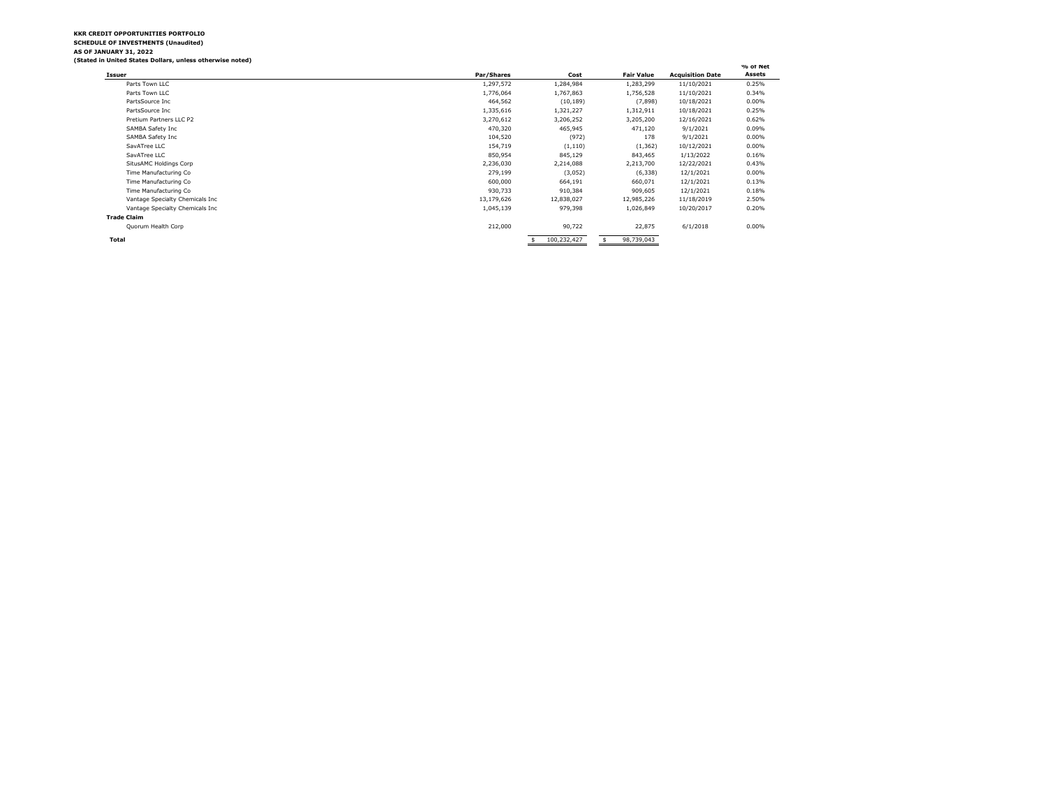**KKR CREDIT OPPORTUNITIES PORTFOLIO**
**SCHEDULE OF INVESTMENTS (Unaudited)**
**AS OF JANUARY 31, 2022**
**(Stated in United States Dollars, unless otherwise noted)**

| Issuer | Par/Shares | Cost | Fair Value | Acquisition Date | % of Net Assets |
|---|---|---|---|---|---|
| Parts Town LLC | 1,297,572 | 1,284,984 | 1,283,299 | 11/10/2021 | 0.25% |
| Parts Town LLC | 1,776,064 | 1,767,863 | 1,756,528 | 11/10/2021 | 0.34% |
| PartsSource Inc | 464,562 | (10,189) | (7,898) | 10/18/2021 | 0.00% |
| PartsSource Inc | 1,335,616 | 1,321,227 | 1,312,911 | 10/18/2021 | 0.25% |
| Pretium Partners LLC P2 | 3,270,612 | 3,206,252 | 3,205,200 | 12/16/2021 | 0.62% |
| SAMBA Safety Inc | 470,320 | 465,945 | 471,120 | 9/1/2021 | 0.09% |
| SAMBA Safety Inc | 104,520 | (972) | 178 | 9/1/2021 | 0.00% |
| SavATree LLC | 154,719 | (1,110) | (1,362) | 10/12/2021 | 0.00% |
| SavATree LLC | 850,954 | 845,129 | 843,465 | 1/13/2022 | 0.16% |
| SitusAMC Holdings Corp | 2,236,030 | 2,214,088 | 2,213,700 | 12/22/2021 | 0.43% |
| Time Manufacturing Co | 279,199 | (3,052) | (6,338) | 12/1/2021 | 0.00% |
| Time Manufacturing Co | 600,000 | 664,191 | 660,071 | 12/1/2021 | 0.13% |
| Time Manufacturing Co | 930,733 | 910,384 | 909,605 | 12/1/2021 | 0.18% |
| Vantage Specialty Chemicals Inc | 13,179,626 | 12,838,027 | 12,985,226 | 11/18/2019 | 2.50% |
| Vantage Specialty Chemicals Inc | 1,045,139 | 979,398 | 1,026,849 | 10/20/2017 | 0.20% |
| **Trade Claim** | | | | | |
| Quorum Health Corp | 212,000 | 90,722 | 22,875 | 6/1/2018 | 0.00% |
| **Total** | | $ 100,232,427 | $ 98,739,043 | | |